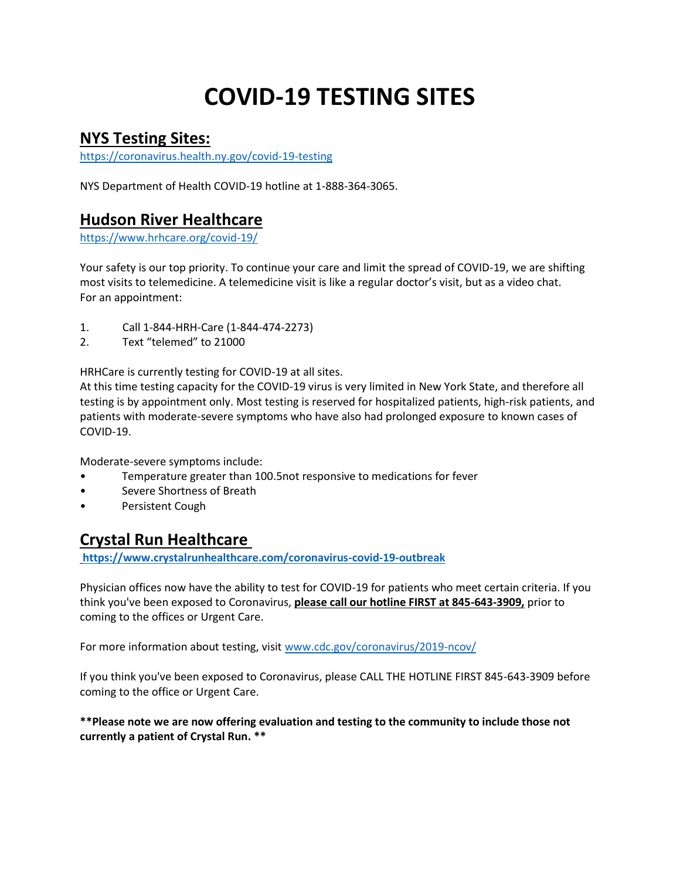# COVID-19 TESTING SITES

## NYS Testing Sites:

https://coronavirus.health.ny.gov/covid-19-testing

NYS Department of Health COVID-19 hotline at 1-888-364-3065.

## Hudson River Healthcare

https://www.hrhcare.org/covid-19/

Your safety is our top priority. To continue your care and limit the spread of COVID-19, we are shifting most visits to telemedicine. A telemedicine visit is like a regular doctor's visit, but as a video chat.
For an appointment:

1. Call 1-844-HRH-Care (1-844-474-2273)
2. Text "telemed" to 21000

HRHCare is currently testing for COVID-19 at all sites.
At this time testing capacity for the COVID-19 virus is very limited in New York State, and therefore all testing is by appointment only. Most testing is reserved for hospitalized patients, high-risk patients, and patients with moderate-severe symptoms who have also had prolonged exposure to known cases of COVID-19.

Moderate-severe symptoms include:

- Temperature greater than 100.5not responsive to medications for fever
- Severe Shortness of Breath
- Persistent Cough

## Crystal Run Healthcare

**https://www.crystalrunhealthcare.com/coronavirus-covid-19-outbreak**

Physician offices now have the ability to test for COVID-19 for patients who meet certain criteria. If you think you've been exposed to Coronavirus, **please call our hotline FIRST at 845-643-3909,** prior to coming to the offices or Urgent Care.

For more information about testing, visit www.cdc.gov/coronavirus/2019-ncov/

If you think you've been exposed to Coronavirus, please CALL THE HOTLINE FIRST 845-643-3909 before coming to the office or Urgent Care.

****Please note we are now offering evaluation and testing to the community to include those not currently a patient of Crystal Run. ****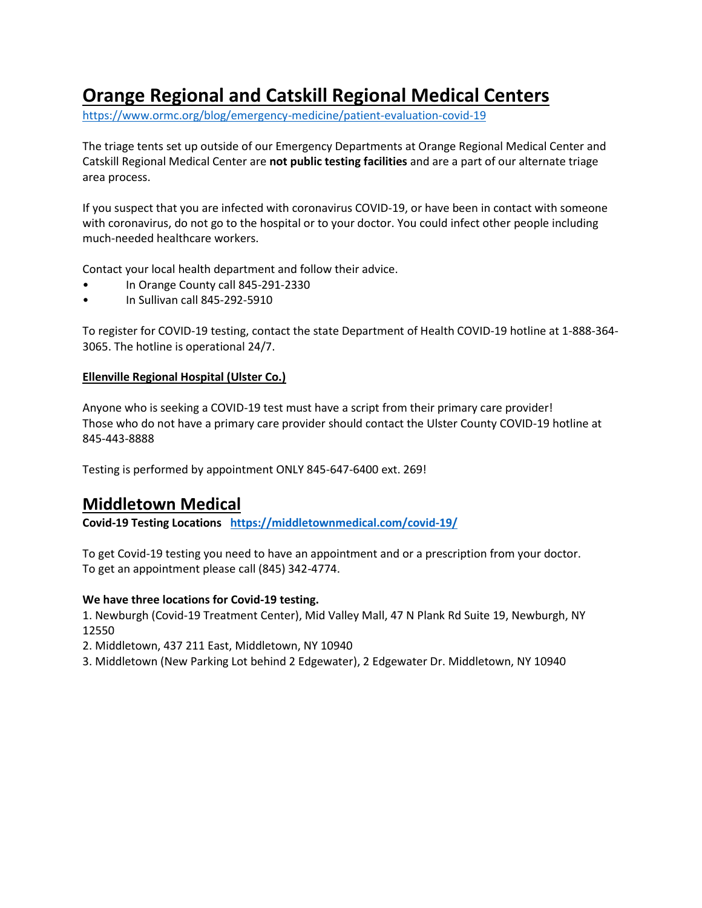# Orange Regional and Catskill Regional Medical Centers

https://www.ormc.org/blog/emergency-medicine/patient-evaluation-covid-19

The triage tents set up outside of our Emergency Departments at Orange Regional Medical Center and Catskill Regional Medical Center are **not public testing facilities** and are a part of our alternate triage area process.

If you suspect that you are infected with coronavirus COVID-19, or have been in contact with someone with coronavirus, do not go to the hospital or to your doctor. You could infect other people including much-needed healthcare workers.

Contact your local health department and follow their advice.

- In Orange County call 845-291-2330
- In Sullivan call 845-292-5910

To register for COVID-19 testing, contact the state Department of Health COVID-19 hotline at 1-888-364-3065. The hotline is operational 24/7.

### Ellenville Regional Hospital (Ulster Co.)

Anyone who is seeking a COVID-19 test must have a script from their primary care provider!
Those who do not have a primary care provider should contact the Ulster County COVID-19 hotline at 845-443-8888

Testing is performed by appointment ONLY 845-647-6400 ext. 269!

# Middletown Medical

**Covid-19 Testing Locations** **https://middletownmedical.com/covid-19/**

To get Covid-19 testing you need to have an appointment and or a prescription from your doctor.
To get an appointment please call (845) 342-4774.

**We have three locations for Covid-19 testing.**

1. Newburgh (Covid-19 Treatment Center), Mid Valley Mall, 47 N Plank Rd Suite 19, Newburgh, NY 12550
2. Middletown, 437 211 East, Middletown, NY 10940
3. Middletown (New Parking Lot behind 2 Edgewater), 2 Edgewater Dr. Middletown, NY 10940